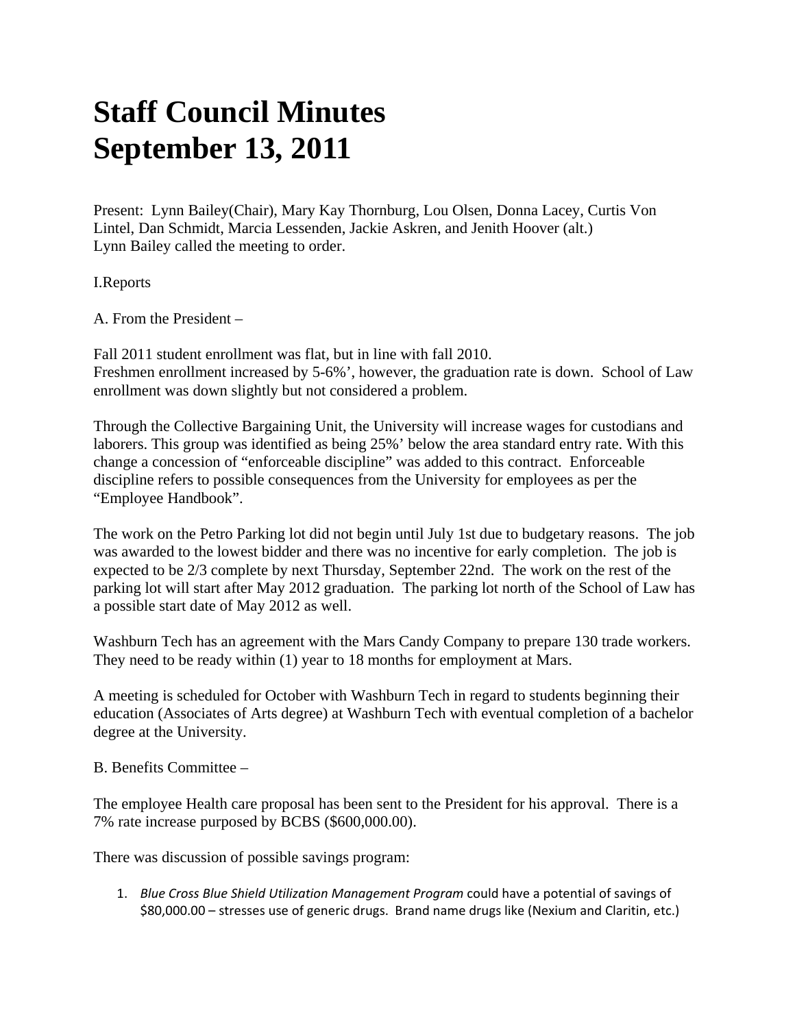# Staff Council Minutes
# September 13, 2011

Present: Lynn Bailey(Chair), Mary Kay Thornburg, Lou Olsen, Donna Lacey, Curtis Von Lintel, Dan Schmidt, Marcia Lessenden, Jackie Askren, and Jenith Hoover (alt.)
Lynn Bailey called the meeting to order.

I.Reports

A. From the President –

Fall 2011 student enrollment was flat, but in line with fall 2010.
Freshmen enrollment increased by 5-6%', however, the graduation rate is down. School of Law enrollment was down slightly but not considered a problem.

Through the Collective Bargaining Unit, the University will increase wages for custodians and laborers. This group was identified as being 25%' below the area standard entry rate. With this change a concession of "enforceable discipline" was added to this contract. Enforceable discipline refers to possible consequences from the University for employees as per the "Employee Handbook".

The work on the Petro Parking lot did not begin until July 1st due to budgetary reasons. The job was awarded to the lowest bidder and there was no incentive for early completion. The job is expected to be 2/3 complete by next Thursday, September 22nd. The work on the rest of the parking lot will start after May 2012 graduation. The parking lot north of the School of Law has a possible start date of May 2012 as well.

Washburn Tech has an agreement with the Mars Candy Company to prepare 130 trade workers. They need to be ready within (1) year to 18 months for employment at Mars.

A meeting is scheduled for October with Washburn Tech in regard to students beginning their education (Associates of Arts degree) at Washburn Tech with eventual completion of a bachelor degree at the University.

B. Benefits Committee –

The employee Health care proposal has been sent to the President for his approval. There is a 7% rate increase purposed by BCBS ($600,000.00).

There was discussion of possible savings program:

1. *Blue Cross Blue Shield Utilization Management Program* could have a potential of savings of $80,000.00 – stresses use of generic drugs. Brand name drugs like (Nexium and Claritin, etc.)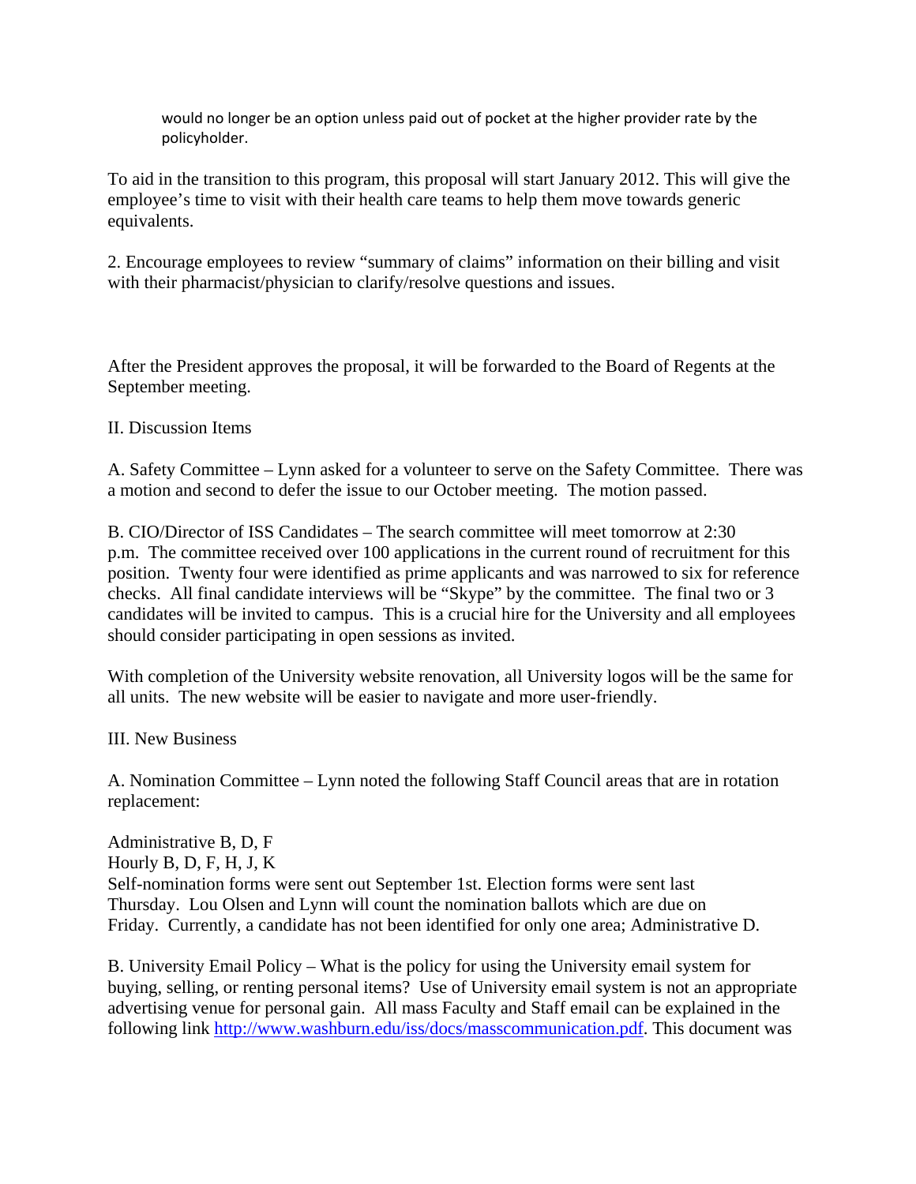would no longer be an option unless paid out of pocket at the higher provider rate by the policyholder.

To aid in the transition to this program, this proposal will start January 2012. This will give the employee's time to visit with their health care teams to help them move towards generic equivalents.

2. Encourage employees to review "summary of claims" information on their billing and visit with their pharmacist/physician to clarify/resolve questions and issues.

After the President approves the proposal, it will be forwarded to the Board of Regents at the September meeting.

II. Discussion Items

A. Safety Committee – Lynn asked for a volunteer to serve on the Safety Committee. There was a motion and second to defer the issue to our October meeting. The motion passed.

B. CIO/Director of ISS Candidates – The search committee will meet tomorrow at 2:30 p.m. The committee received over 100 applications in the current round of recruitment for this position. Twenty four were identified as prime applicants and was narrowed to six for reference checks. All final candidate interviews will be "Skype" by the committee. The final two or 3 candidates will be invited to campus. This is a crucial hire for the University and all employees should consider participating in open sessions as invited.

With completion of the University website renovation, all University logos will be the same for all units. The new website will be easier to navigate and more user-friendly.

III. New Business

A. Nomination Committee – Lynn noted the following Staff Council areas that are in rotation replacement:

Administrative B, D, F
Hourly B, D, F, H, J, K
Self-nomination forms were sent out September 1st. Election forms were sent last Thursday. Lou Olsen and Lynn will count the nomination ballots which are due on Friday. Currently, a candidate has not been identified for only one area; Administrative D.

B. University Email Policy – What is the policy for using the University email system for buying, selling, or renting personal items? Use of University email system is not an appropriate advertising venue for personal gain. All mass Faculty and Staff email can be explained in the following link [http://www.washburn.edu/iss/docs/masscommunication.pdf](http://www.washburn.edu/iss/docs/masscommunication.pdf). This document was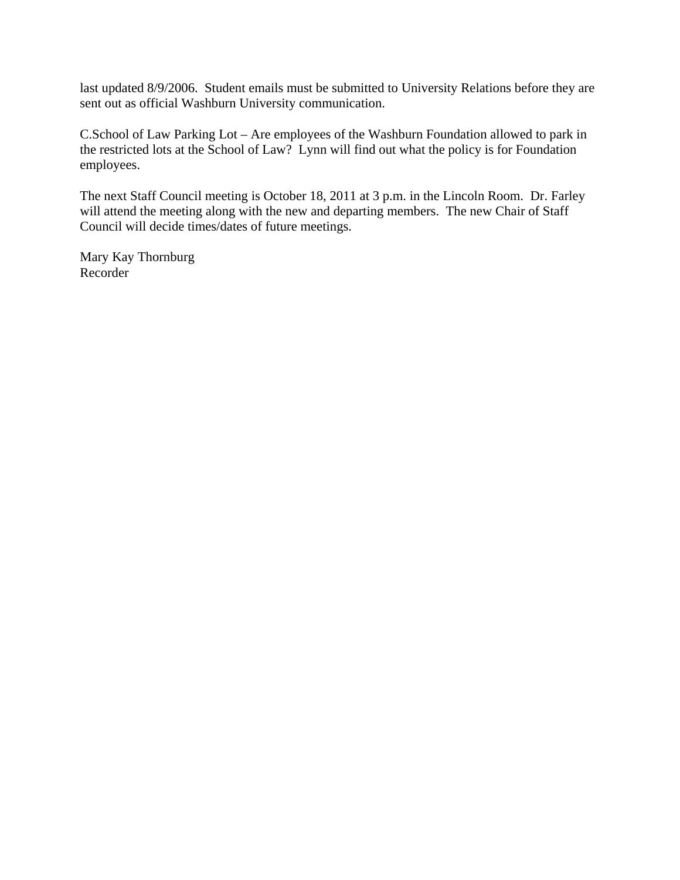last updated 8/9/2006. Student emails must be submitted to University Relations before they are sent out as official Washburn University communication.

C.School of Law Parking Lot – Are employees of the Washburn Foundation allowed to park in the restricted lots at the School of Law? Lynn will find out what the policy is for Foundation employees.

The next Staff Council meeting is October 18, 2011 at 3 p.m. in the Lincoln Room. Dr. Farley will attend the meeting along with the new and departing members. The new Chair of Staff Council will decide times/dates of future meetings.

Mary Kay Thornburg  
Recorder